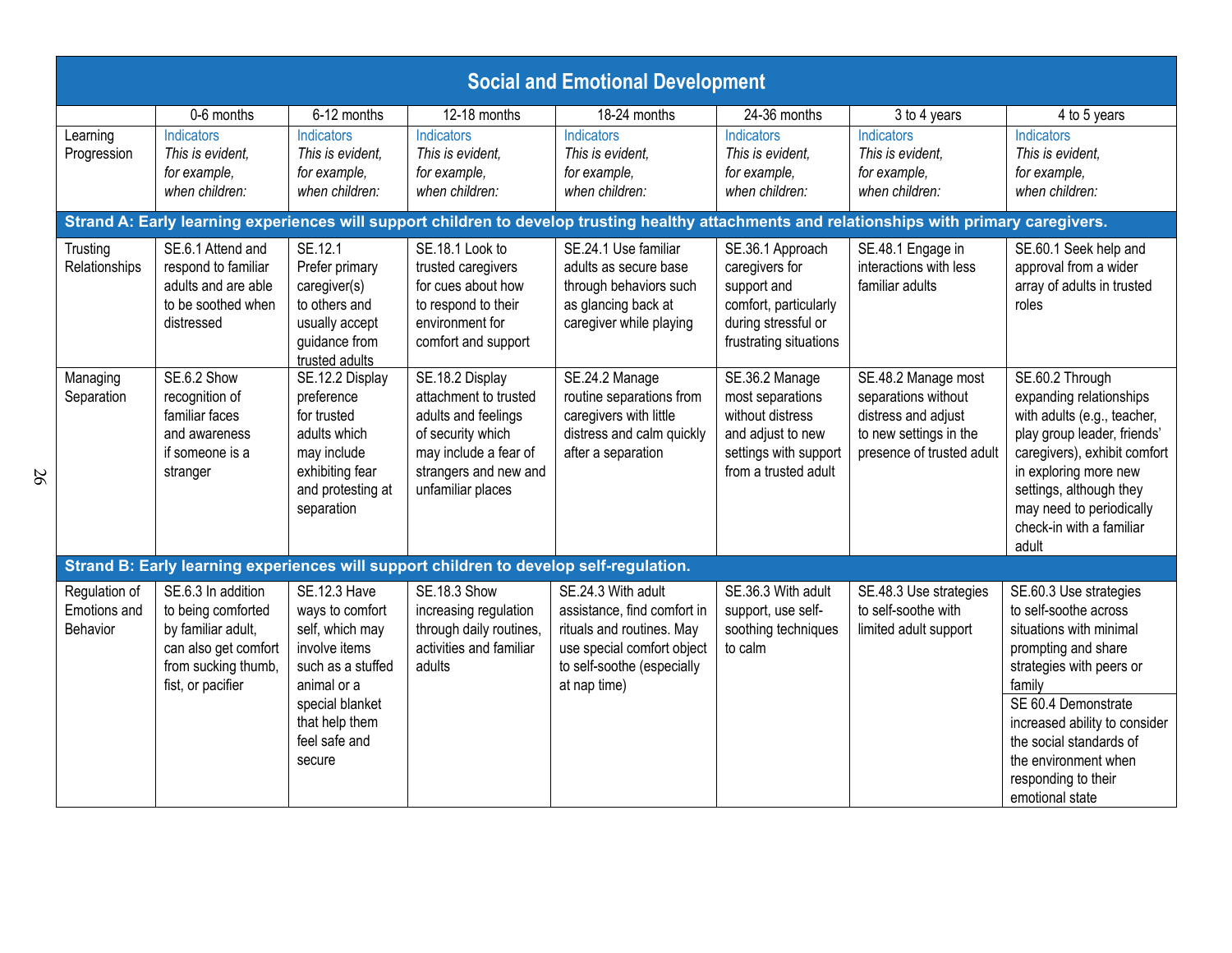## Social and Emotional Development

| | 0-6 months | 6-12 months | 12-18 months | 18-24 months | 24-36 months | 3 to 4 years | 4 to 5 years |
|---|---|---|---|---|---|---|---|
| Learning Progression | Indicators *This is evident, for example, when children:* | Indicators *This is evident, for example, when children:* | Indicators *This is evident, for example, when children:* | Indicators *This is evident, for example, when children:* | Indicators *This is evident, for example, when children:* | Indicators *This is evident, for example, when children:* | Indicators *This is evident, for example, when children:* |
| **Strand A: Early learning experiences will support children to develop trusting healthy attachments and relationships with primary caregivers.** | | | | | | | |
| Trusting Relationships | SE.6.1 Attend and respond to familiar adults and are able to be soothed when distressed | SE.12.1 Prefer primary caregiver(s) to others and usually accept guidance from trusted adults | SE.18.1 Look to trusted caregivers for cues about how to respond to their environment for comfort and support | SE.24.1 Use familiar adults as secure base through behaviors such as glancing back at caregiver while playing | SE.36.1 Approach caregivers for support and comfort, particularly during stressful or frustrating situations | SE.48.1 Engage in interactions with less familiar adults | SE.60.1 Seek help and approval from a wider array of adults in trusted roles |
| Managing Separation | SE.6.2 Show recognition of familiar faces and awareness if someone is a stranger | SE.12.2 Display preference for trusted adults which may include exhibiting fear and protesting at separation | SE.18.2 Display attachment to trusted adults and feelings of security which may include a fear of strangers and new and unfamiliar places | SE.24.2 Manage routine separations from caregivers with little distress and calm quickly after a separation | SE.36.2 Manage most separations without distress and adjust to new settings with support from a trusted adult | SE.48.2 Manage most separations without distress and adjust to new settings in the presence of trusted adult | SE.60.2 Through expanding relationships with adults (e.g., teacher, play group leader, friends' caregivers), exhibit comfort in exploring more new settings, although they may need to periodically check-in with a familiar adult |
| **Strand B: Early learning experiences will support children to develop self-regulation.** | | | | | | | |
| Regulation of Emotions and Behavior | SE.6.3 In addition to being comforted by familiar adult, can also get comfort from sucking thumb, fist, or pacifier | SE.12.3 Have ways to comfort self, which may involve items such as a stuffed animal or a special blanket that help them feel safe and secure | SE.18.3 Show increasing regulation through daily routines, activities and familiar adults | SE.24.3 With adult assistance, find comfort in rituals and routines. May use special comfort object to self-soothe (especially at nap time) | SE.36.3 With adult support, use self-soothing techniques to calm | SE.48.3 Use strategies to self-soothe with limited adult support | SE.60.3 Use strategies to self-soothe across situations with minimal prompting and share strategies with peers or family<br><br>SE 60.4 Demonstrate increased ability to consider the social standards of the environment when responding to their emotional state |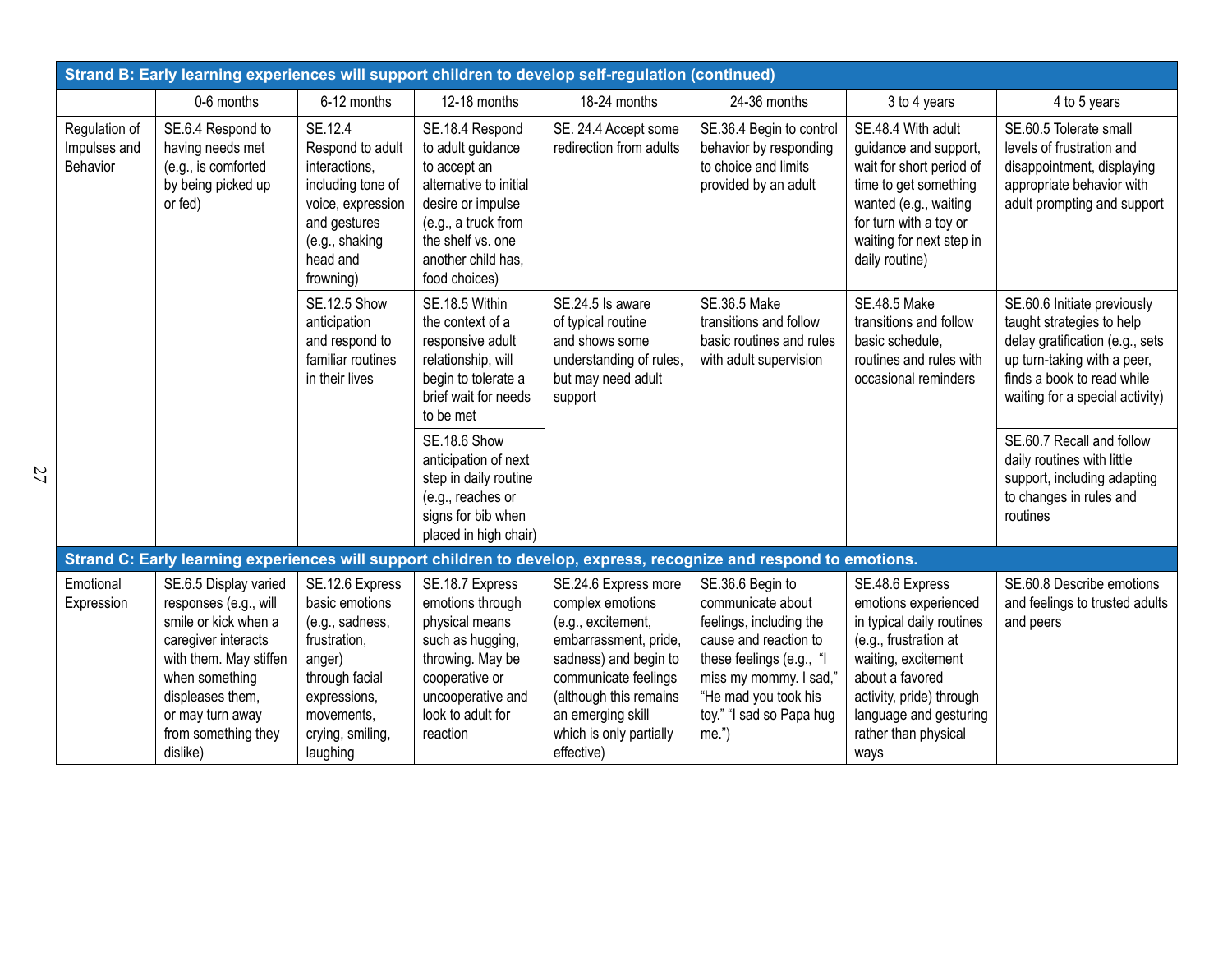| Strand B: Early learning experiences will support children to develop self-regulation (continued) | | | | | | | |
|---|---|---|---|---|---|---|---|
| | 0-6 months | 6-12 months | 12-18 months | 18-24 months | 24-36 months | 3 to 4 years | 4 to 5 years |
| Regulation of Impulses and Behavior | SE.6.4 Respond to having needs met (e.g., is comforted by being picked up or fed) | SE.12.4 Respond to adult interactions, including tone of voice, expression and gestures (e.g., shaking head and frowning) | SE.18.4 Respond to adult guidance to accept an alternative to initial desire or impulse (e.g., a truck from the shelf vs. one another child has, food choices) | SE. 24.4 Accept some redirection from adults | SE.36.4 Begin to control behavior by responding to choice and limits provided by an adult | SE.48.4 With adult guidance and support, wait for short period of time to get something wanted (e.g., waiting for turn with a toy or waiting for next step in daily routine) | SE.60.5 Tolerate small levels of frustration and disappointment, displaying appropriate behavior with adult prompting and support |
| | | SE.12.5 Show anticipation and respond to familiar routines in their lives | SE.18.5 Within the context of a responsive adult relationship, will begin to tolerate a brief wait for needs to be met | SE.24.5 Is aware of typical routine and shows some understanding of rules, but may need adult support | SE.36.5 Make transitions and follow basic routines and rules with adult supervision | SE.48.5 Make transitions and follow basic schedule, routines and rules with occasional reminders | SE.60.6 Initiate previously taught strategies to help delay gratification (e.g., sets up turn-taking with a peer, finds a book to read while waiting for a special activity) |
| | | | SE.18.6 Show anticipation of next step in daily routine (e.g., reaches or signs for bib when placed in high chair) | | | | SE.60.7 Recall and follow daily routines with little support, including adapting to changes in rules and routines |
| **Strand C: Early learning experiences will support children to develop, express, recognize and respond to emotions.** | | | | | | | |
| Emotional Expression | SE.6.5 Display varied responses (e.g., will smile or kick when a caregiver interacts with them. May stiffen when something displeases them, or may turn away from something they dislike) | SE.12.6 Express basic emotions (e.g., sadness, frustration, anger) through facial expressions, movements, crying, smiling, laughing | SE.18.7 Express emotions through physical means such as hugging, throwing. May be cooperative or uncooperative and look to adult for reaction | SE.24.6 Express more complex emotions (e.g., excitement, embarrassment, pride, sadness) and begin to communicate feelings (although this remains an emerging skill which is only partially effective) | SE.36.6 Begin to communicate about feelings, including the cause and reaction to these feelings (e.g., "I miss my mommy. I sad," "He mad you took his toy." "I sad so Papa hug me.") | SE.48.6 Express emotions experienced in typical daily routines (e.g., frustration at waiting, excitement about a favored activity, pride) through language and gesturing rather than physical ways | SE.60.8 Describe emotions and feelings to trusted adults and peers |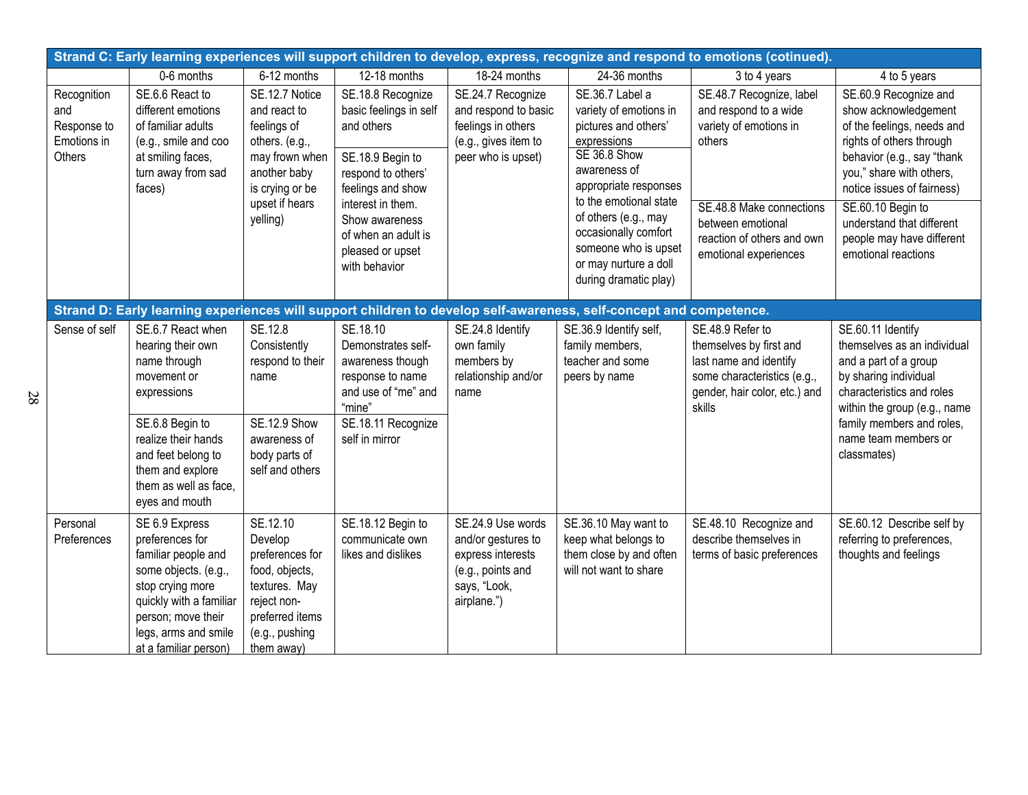| Strand C: Early learning experiences will support children to develop, express, recognize and respond to emotions (cotinued). | | | | | | | |
|---|---|---|---|---|---|---|---|
| | 0-6 months | 6-12 months | 12-18 months | 18-24 months | 24-36 months | 3 to 4 years | 4 to 5 years |
| Recognition and Response to Emotions in Others | SE.6.6 React to different emotions of familiar adults (e.g., smile and coo at smiling faces, turn away from sad faces) | SE.12.7 Notice and react to feelings of others. (e.g., may frown when another baby is crying or be upset if hears yelling) | SE.18.8 Recognize basic feelings in self and others | SE.24.7 Recognize and respond to basic feelings in others (e.g., gives item to peer who is upset) | SE.36.7 Label a variety of emotions in pictures and others' expressions | SE.48.7 Recognize, label and respond to a wide variety of emotions in others | SE.60.9 Recognize and show acknowledgement of the feelings, needs and rights of others through behavior (e.g., say "thank you," share with others, notice issues of fairness) |
| | | | SE.18.9 Begin to respond to others' feelings and show interest in them. Show awareness of when an adult is pleased or upset with behavior | | SE 36.8 Show awareness of appropriate responses to the emotional state of others (e.g., may occasionally comfort someone who is upset or may nurture a doll during dramatic play) | SE.48.8 Make connections between emotional reaction of others and own emotional experiences | SE.60.10 Begin to understand that different people may have different emotional reactions |

| Strand D: Early learning experiences will support children to develop self-awareness, self-concept and competence. | | | | | | | |
|---|---|---|---|---|---|---|---|
| Sense of self | SE.6.7 React when hearing their own name through movement or expressions | SE.12.8 Consistently respond to their name | SE.18.10 Demonstrates self-awareness though response to name and use of "me" and "mine" | SE.24.8 Identify own family members by relationship and/or name | SE.36.9 Identify self, family members, teacher and some peers by name | SE.48.9 Refer to themselves by first and last name and identify some characteristics (e.g., gender, hair color, etc.) and skills | SE.60.11 Identify themselves as an individual and a part of a group by sharing individual characteristics and roles within the group (e.g., name family members and roles, name team members or classmates) |
| | SE.6.8 Begin to realize their hands and feet belong to them and explore them as well as face, eyes and mouth | SE.12.9 Show awareness of body parts of self and others | SE.18.11 Recognize self in mirror | | | | |
| Personal Preferences | SE 6.9 Express preferences for familiar people and some objects. (e.g., stop crying more quickly with a familiar person; move their legs, arms and smile at a familiar person) | SE.12.10 Develop preferences for food, objects, textures. May reject non-preferred items (e.g., pushing them away) | SE.18.12 Begin to communicate own likes and dislikes | SE.24.9 Use words and/or gestures to express interests (e.g., points and says, "Look, airplane.") | SE.36.10 May want to keep what belongs to them close by and often will not want to share | SE.48.10 Recognize and describe themselves in terms of basic preferences | SE.60.12 Describe self by referring to preferences, thoughts and feelings |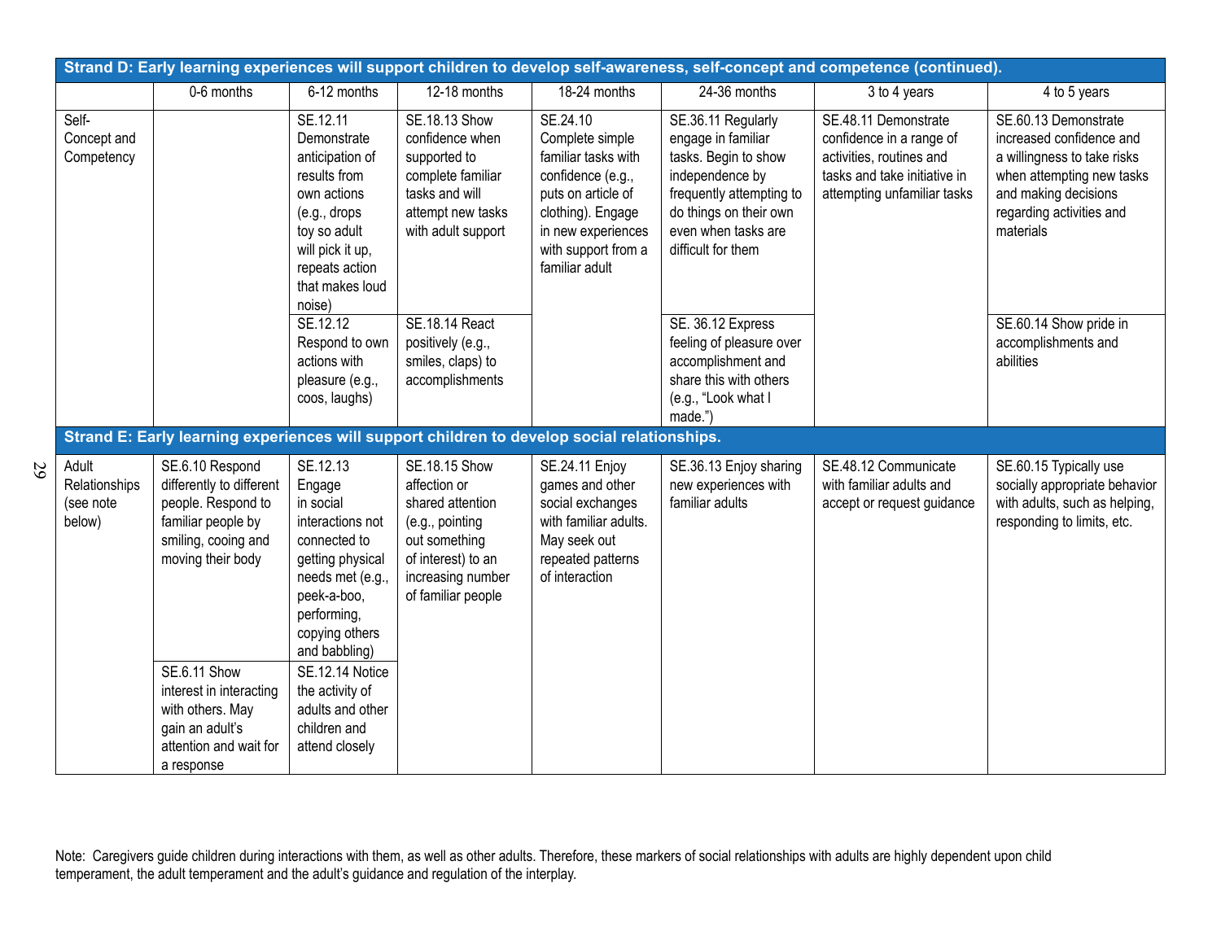| Strand D: Early learning experiences will support children to develop self-awareness, self-concept and competence (continued). | | | | | | | |
|---|---|---|---|---|---|---|---|
| | 0-6 months | 6-12 months | 12-18 months | 18-24 months | 24-36 months | 3 to 4 years | 4 to 5 years |
| Self-Concept and Competency | | SE.12.11 Demonstrate anticipation of results from own actions (e.g., drops toy so adult will pick it up, repeats action that makes loud noise) | SE.18.13 Show confidence when supported to complete familiar tasks and will attempt new tasks with adult support | SE.24.10 Complete simple familiar tasks with confidence (e.g., puts on article of clothing). Engage in new experiences with support from a familiar adult | SE.36.11 Regularly engage in familiar tasks. Begin to show independence by frequently attempting to do things on their own even when tasks are difficult for them | SE.48.11 Demonstrate confidence in a range of activities, routines and tasks and take initiative in attempting unfamiliar tasks | SE.60.13 Demonstrate increased confidence and a willingness to take risks when attempting new tasks and making decisions regarding activities and materials |
| | | SE.12.12 Respond to own actions with pleasure (e.g., coos, laughs) | SE.18.14 React positively (e.g., smiles, claps) to accomplishments | | SE. 36.12 Express feeling of pleasure over accomplishment and share this with others (e.g., "Look what I made.") | | SE.60.14 Show pride in accomplishments and abilities |
| **Strand E: Early learning experiences will support children to develop social relationships.** | | | | | | | |
| Adult Relationships (see note below) | SE.6.10 Respond differently to different people. Respond to familiar people by smiling, cooing and moving their body | SE.12.13 Engage in social interactions not connected to getting physical needs met (e.g., peek-a-boo, performing, copying others and babbling) | SE.18.15 Show affection or shared attention (e.g., pointing out something of interest) to an increasing number of familiar people | SE.24.11 Enjoy games and other social exchanges with familiar adults. May seek out repeated patterns of interaction | SE.36.13 Enjoy sharing new experiences with familiar adults | SE.48.12 Communicate with familiar adults and accept or request guidance | SE.60.15 Typically use socially appropriate behavior with adults, such as helping, responding to limits, etc. |
| | SE.6.11 Show interest in interacting with others. May gain an adult's attention and wait for a response | SE.12.14 Notice the activity of adults and other children and attend closely | | | | | |

Note: Caregivers guide children during interactions with them, as well as other adults. Therefore, these markers of social relationships with adults are highly dependent upon child temperament, the adult temperament and the adult's guidance and regulation of the interplay.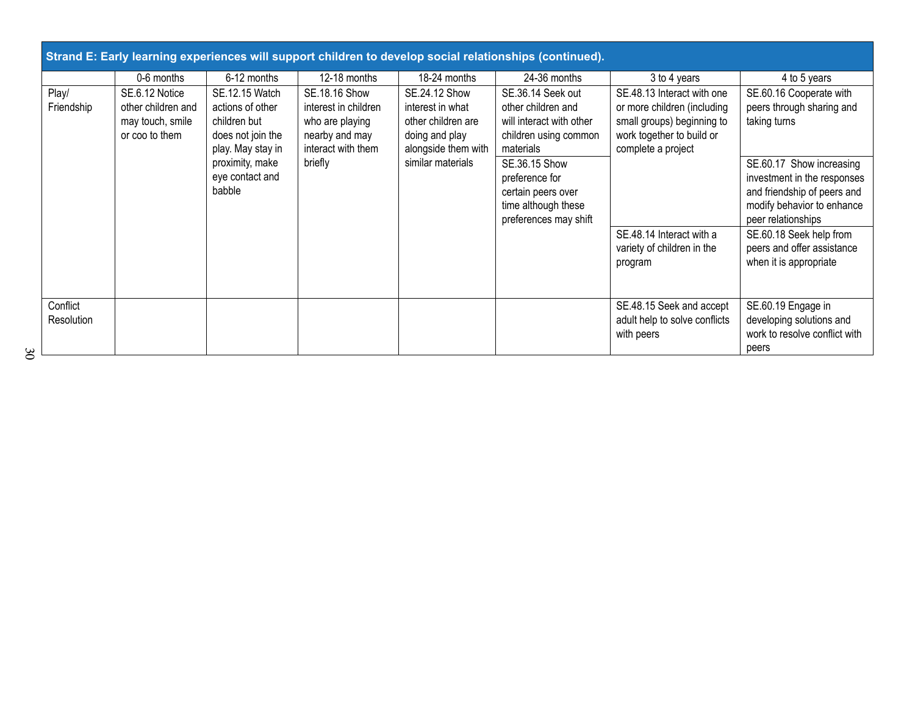| Strand E: Early learning experiences will support children to develop social relationships (continued). | | | | | | | |
|---|---|---|---|---|---|---|---|
| | 0-6 months | 6-12 months | 12-18 months | 18-24 months | 24-36 months | 3 to 4 years | 4 to 5 years |
| Play/ Friendship | SE.6.12 Notice other children and may touch, smile or coo to them | SE.12.15 Watch actions of other children but does not join the play. May stay in proximity, make eye contact and babble | SE.18.16 Show interest in children who are playing nearby and may interact with them briefly | SE.24.12 Show interest in what other children are doing and play alongside them with similar materials | SE.36.14 Seek out other children and will interact with other children using common materials | SE.48.13 Interact with one or more children (including small groups) beginning to work together to build or complete a project | SE.60.16 Cooperate with peers through sharing and taking turns |
| | | | | | SE.36.15 Show preference for certain peers over time although these preferences may shift | | SE.60.17 Show increasing investment in the responses and friendship of peers and modify behavior to enhance peer relationships |
| | | | | | | SE.48.14 Interact with a variety of children in the program | SE.60.18 Seek help from peers and offer assistance when it is appropriate |
| Conflict Resolution | | | | | | SE.48.15 Seek and accept adult help to solve conflicts with peers | SE.60.19 Engage in developing solutions and work to resolve conflict with peers |